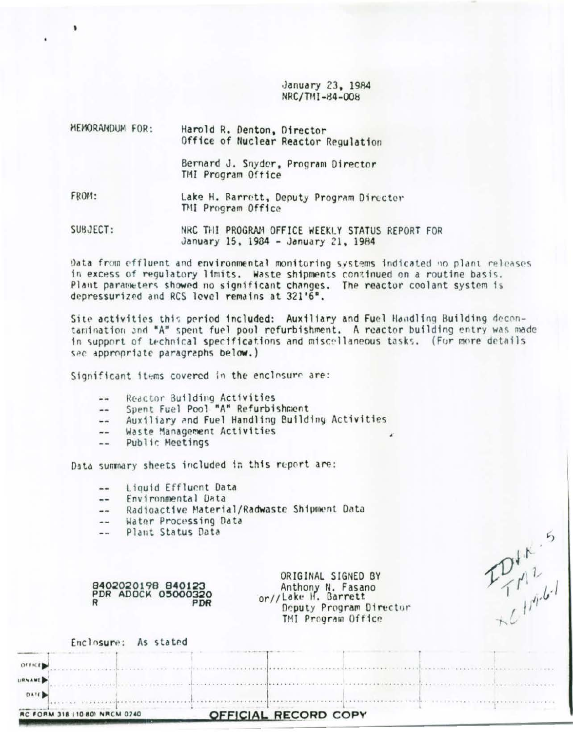January 23, 1984
NRC/TMI-84-008

MEMORANDUM FOR: Harold R. Denton, Director
Office of Nuclear Reactor Regulation

Bernard J. Snyder, Program Director
TMI Program Office

FROM: Lake H. Barrett, Deputy Program Director
TMI Program Office

SUBJECT: NRC TMI PROGRAM OFFICE WEEKLY STATUS REPORT FOR
January 15, 1984 - January 21, 1984

Data from effluent and environmental monitoring systems indicated no plant releases in excess of regulatory limits. Waste shipments continued on a routine basis. Plant parameters showed no significant changes. The reactor coolant system is depressurized and RCS level remains at 321'6".

Site activities this period included: Auxiliary and Fuel Handling Building decontamination and "A" spent fuel pool refurbishment. A reactor building entry was made in support of technical specifications and miscellaneous tasks. (For more details see appropriate paragraphs below.)

Significant items covered in the enclosure are:

- -- Reactor Building Activities
- -- Spent Fuel Pool "A" Refurbishment
- -- Auxiliary and Fuel Handling Building Activities
- -- Waste Management Activities
- -- Public Meetings

Data summary sheets included in this report are:

- -- Liquid Effluent Data
- -- Environmental Data
- -- Radioactive Material/Radwaste Shipment Data
- -- Water Processing Data
- -- Plant Status Data

8402020198 840123
PDR ADOCK 05000320
R PDR

ORIGINAL SIGNED BY
Anthony N. Fasano
or//Lake H. Barrett
Deputy Program Director
TMI Program Office

Enclosure: As stated

| OFFICE | | | | | | |
|---|---|---|---|---|---|---|
| SURNAME | | | | | | |
| DATE | | | | | | |

NRC FORM 318 (10 80) NRCM 0240 **OFFICIAL RECORD COPY**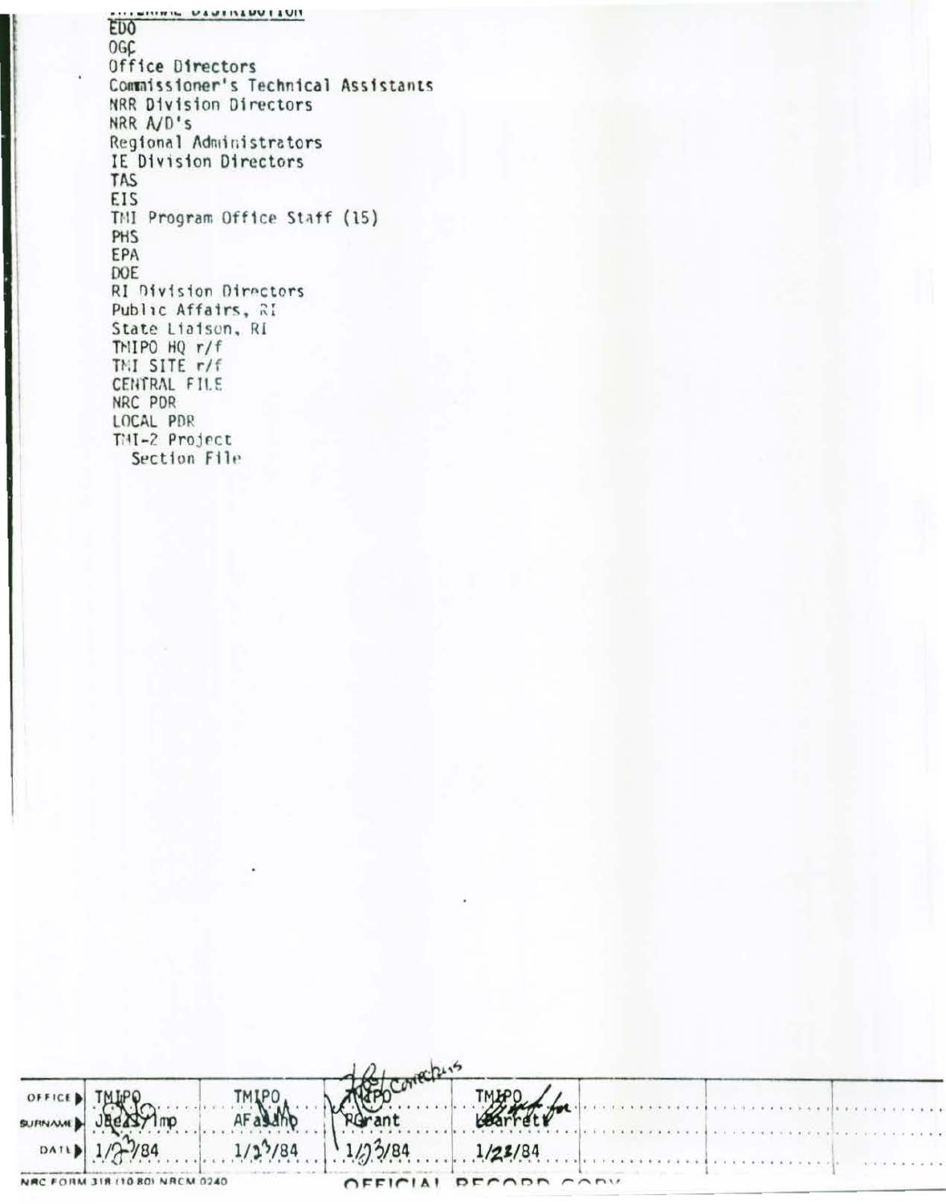INTERNAL DISTRIBUTION

EDO
OGC
Office Directors
Commissioner's Technical Assistants
NRR Division Directors
NRR A/D's
Regional Administrators
IE Division Directors
TAS
EIS
TMI Program Office Staff (15)
PHS
EPA
DOE
RI Division Directors
Public Affairs, RI
State Liaison, RI
TMIPO HQ r/f
TMI SITE r/f
CENTRAL FILE
NRC PDR
LOCAL PDR
TMI-2 Project
 Section File

| OFFICE | TMIPO | TMIPO | TMIPO | TMIPO | | | |
|---|---|---|---|---|---|---|---|
| SURNAME | JBeas/lmp | AFasano | PGrant | LBarrett | | | |
| DATE | 1/23/84 | 1/23/84 | 1/23/84 | 1/23/84 | | | |

NRC FORM 318 (10 80) NRCM 0240

OFFICIAL RECORD COPY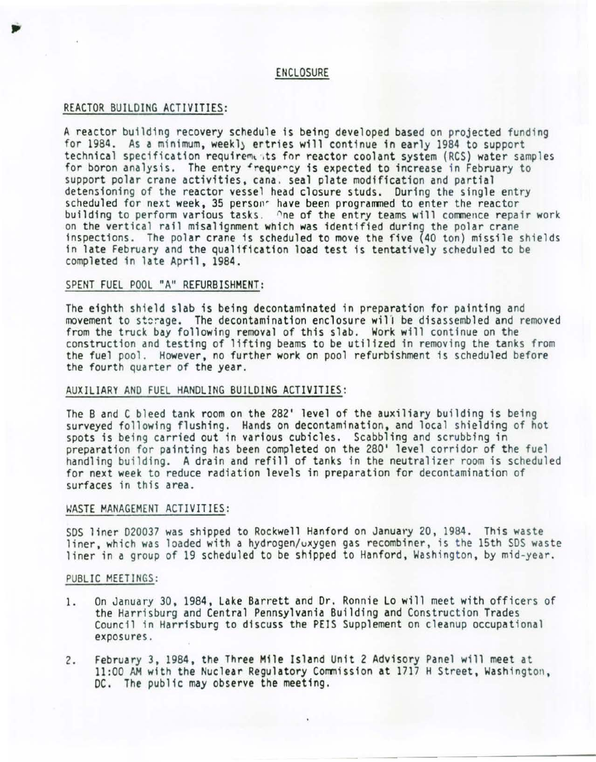# ENCLOSURE

## REACTOR BUILDING ACTIVITIES:

A reactor building recovery schedule is being developed based on projected funding for 1984. As a minimum, weekly entries will continue in early 1984 to support technical specification requirements for reactor coolant system (RCS) water samples for boron analysis. The entry frequency is expected to increase in February to support polar crane activities, canal seal plate modification and partial detensioning of the reactor vessel head closure studs. During the single entry scheduled for next week, 35 persons have been programmed to enter the reactor building to perform various tasks. One of the entry teams will commence repair work on the vertical rail misalignment which was identified during the polar crane inspections. The polar crane is scheduled to move the five (40 ton) missile shields in late February and the qualification load test is tentatively scheduled to be completed in late April, 1984.

## SPENT FUEL POOL "A" REFURBISHMENT:

The eighth shield slab is being decontaminated in preparation for painting and movement to storage. The decontamination enclosure will be disassembled and removed from the truck bay following removal of this slab. Work will continue on the construction and testing of lifting beams to be utilized in removing the tanks from the fuel pool. However, no further work on pool refurbishment is scheduled before the fourth quarter of the year.

## AUXILIARY AND FUEL HANDLING BUILDING ACTIVITIES:

The B and C bleed tank room on the 282' level of the auxiliary building is being surveyed following flushing. Hands on decontamination, and local shielding of hot spots is being carried out in various cubicles. Scabbling and scrubbing in preparation for painting has been completed on the 280' level corridor of the fuel handling building. A drain and refill of tanks in the neutralizer room is scheduled for next week to reduce radiation levels in preparation for decontamination of surfaces in this area.

## WASTE MANAGEMENT ACTIVITIES:

SDS liner D20037 was shipped to Rockwell Hanford on January 20, 1984. This waste liner, which was loaded with a hydrogen/oxygen gas recombiner, is the 15th SDS waste liner in a group of 19 scheduled to be shipped to Hanford, Washington, by mid-year.

## PUBLIC MEETINGS:

1. On January 30, 1984, Lake Barrett and Dr. Ronnie Lo will meet with officers of the Harrisburg and Central Pennsylvania Building and Construction Trades Council in Harrisburg to discuss the PEIS Supplement on cleanup occupational exposures.

2. February 3, 1984, the Three Mile Island Unit 2 Advisory Panel will meet at 11:00 AM with the Nuclear Regulatory Commission at 1717 H Street, Washington, DC. The public may observe the meeting.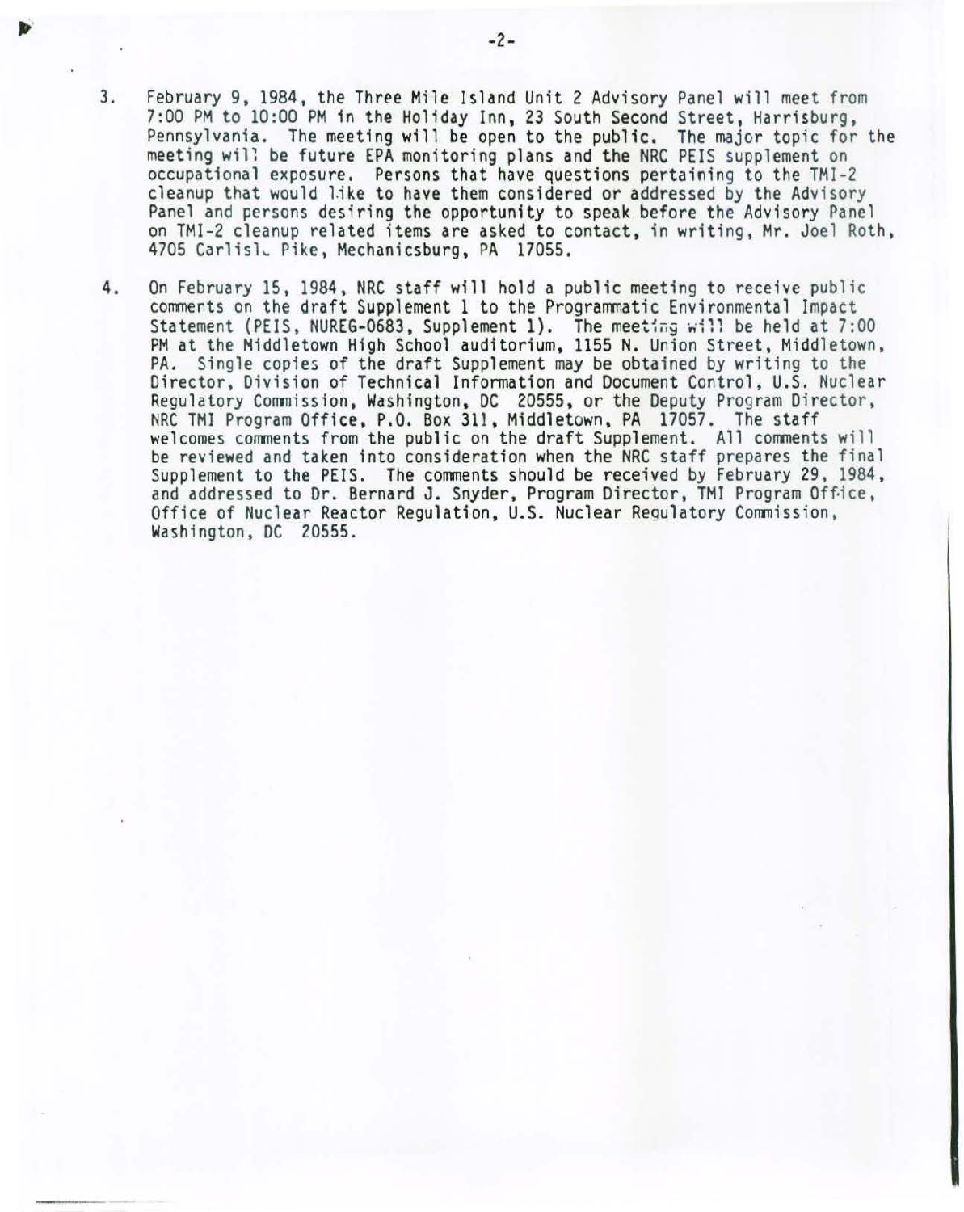3. February 9, 1984, the Three Mile Island Unit 2 Advisory Panel will meet from 7:00 PM to 10:00 PM in the Holiday Inn, 23 South Second Street, Harrisburg, Pennsylvania. The meeting will be open to the public. The major topic for the meeting will be future EPA monitoring plans and the NRC PEIS supplement on occupational exposure. Persons that have questions pertaining to the TMI-2 cleanup that would like to have them considered or addressed by the Advisory Panel and persons desiring the opportunity to speak before the Advisory Panel on TMI-2 cleanup related items are asked to contact, in writing, Mr. Joel Roth, 4705 Carlisle Pike, Mechanicsburg, PA 17055.

4. On February 15, 1984, NRC staff will hold a public meeting to receive public comments on the draft Supplement 1 to the Programmatic Environmental Impact Statement (PEIS, NUREG-0683, Supplement 1). The meeting will be held at 7:00 PM at the Middletown High School auditorium, 1155 N. Union Street, Middletown, PA. Single copies of the draft Supplement may be obtained by writing to the Director, Division of Technical Information and Document Control, U.S. Nuclear Regulatory Commission, Washington, DC 20555, or the Deputy Program Director, NRC TMI Program Office, P.O. Box 311, Middletown, PA 17057. The staff welcomes comments from the public on the draft Supplement. All comments will be reviewed and taken into consideration when the NRC staff prepares the final Supplement to the PEIS. The comments should be received by February 29, 1984, and addressed to Dr. Bernard J. Snyder, Program Director, TMI Program Office, Office of Nuclear Reactor Regulation, U.S. Nuclear Regulatory Commission, Washington, DC 20555.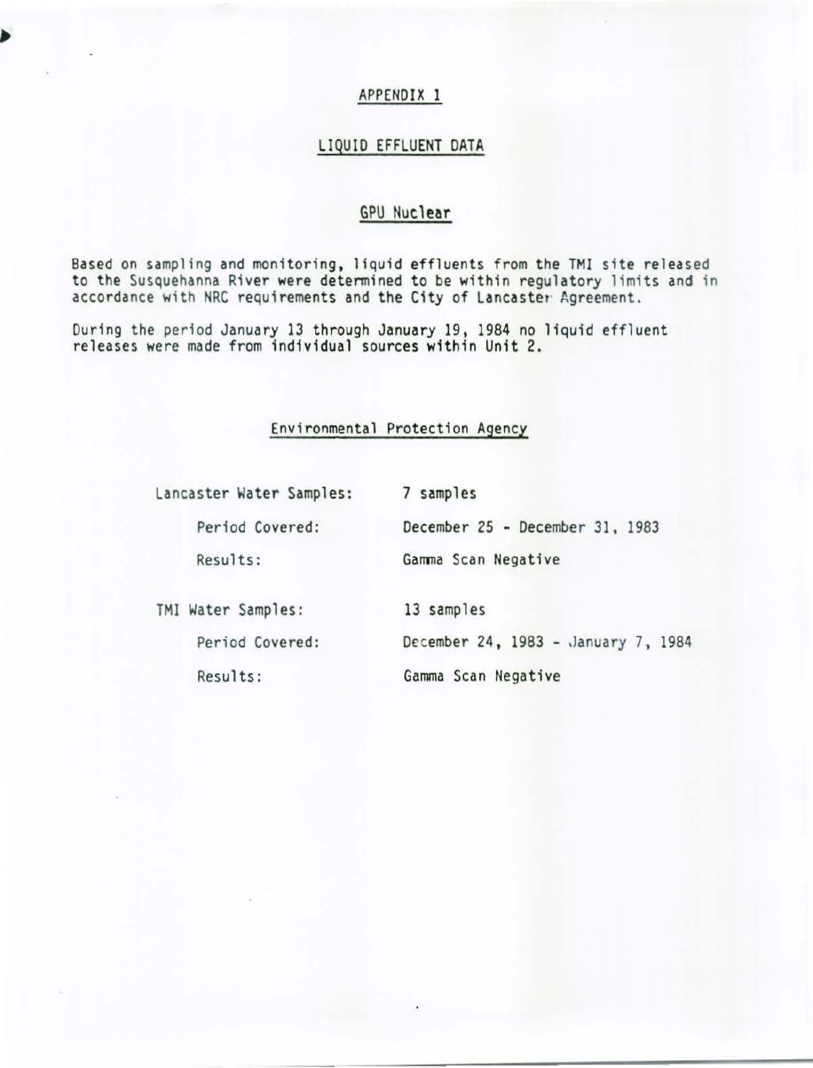# APPENDIX 1

## LIQUID EFFLUENT DATA

### GPU Nuclear

Based on sampling and monitoring, liquid effluents from the TMI site released to the Susquehanna River were determined to be within regulatory limits and in accordance with NRC requirements and the City of Lancaster Agreement.

During the period January 13 through January 19, 1984 no liquid effluent releases were made from individual sources within Unit 2.

### Environmental Protection Agency

Lancaster Water Samples: 7 samples

- Period Covered: December 25 - December 31, 1983
- Results: Gamma Scan Negative

TMI Water Samples: 13 samples

- Period Covered: December 24, 1983 - January 7, 1984
- Results: Gamma Scan Negative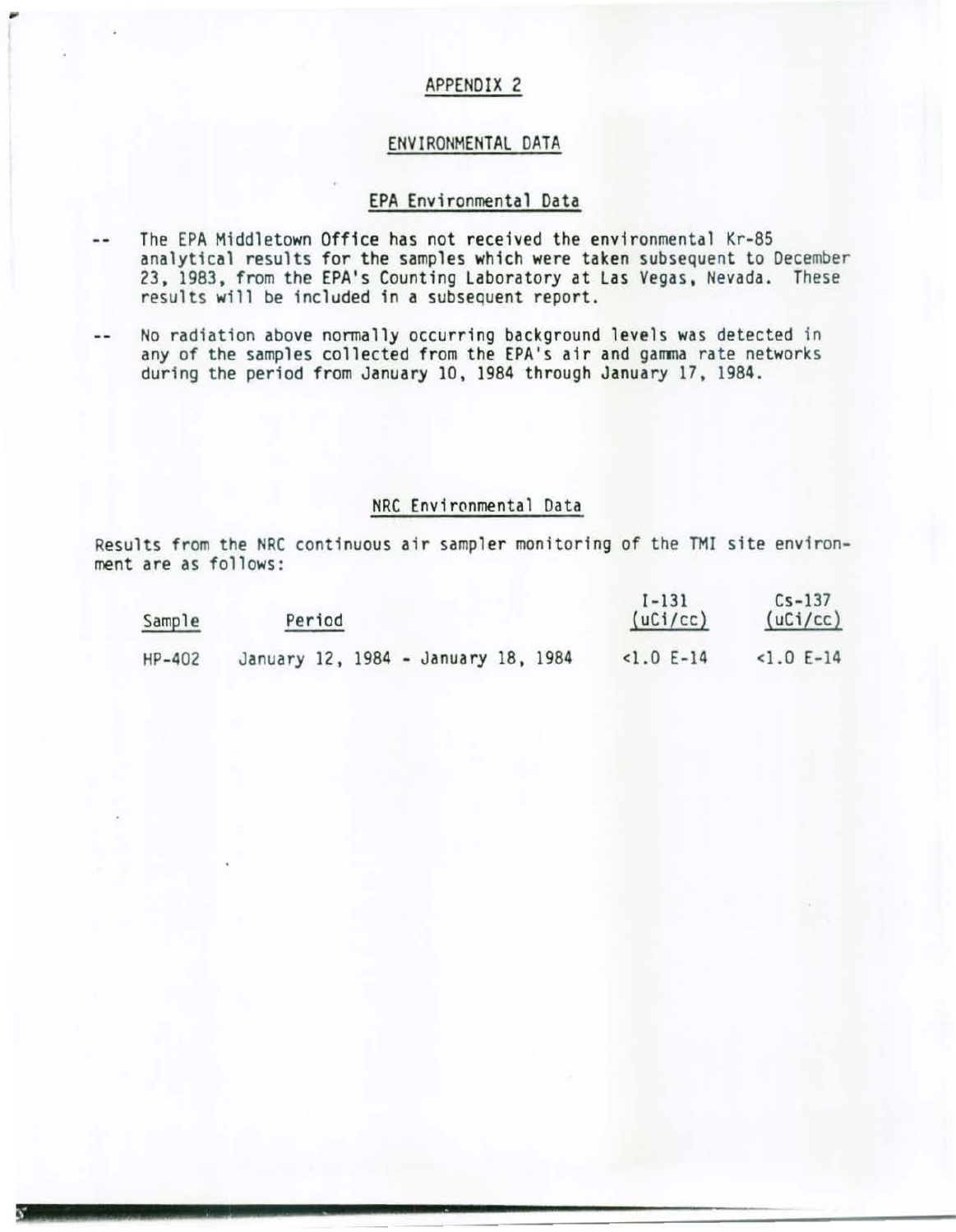# APPENDIX 2

## ENVIRONMENTAL DATA

### EPA Environmental Data

- The EPA Middletown Office has not received the environmental Kr-85 analytical results for the samples which were taken subsequent to December 23, 1983, from the EPA's Counting Laboratory at Las Vegas, Nevada. These results will be included in a subsequent report.

- No radiation above normally occurring background levels was detected in any of the samples collected from the EPA's air and gamma rate networks during the period from January 10, 1984 through January 17, 1984.

### NRC Environmental Data

Results from the NRC continuous air sampler monitoring of the TMI site environment are as follows:

| Sample | Period | I-131 (uCi/cc) | Cs-137 (uCi/cc) |
|---|---|---|---|
| HP-402 | January 12, 1984 - January 18, 1984 | <1.0 E-14 | <1.0 E-14 |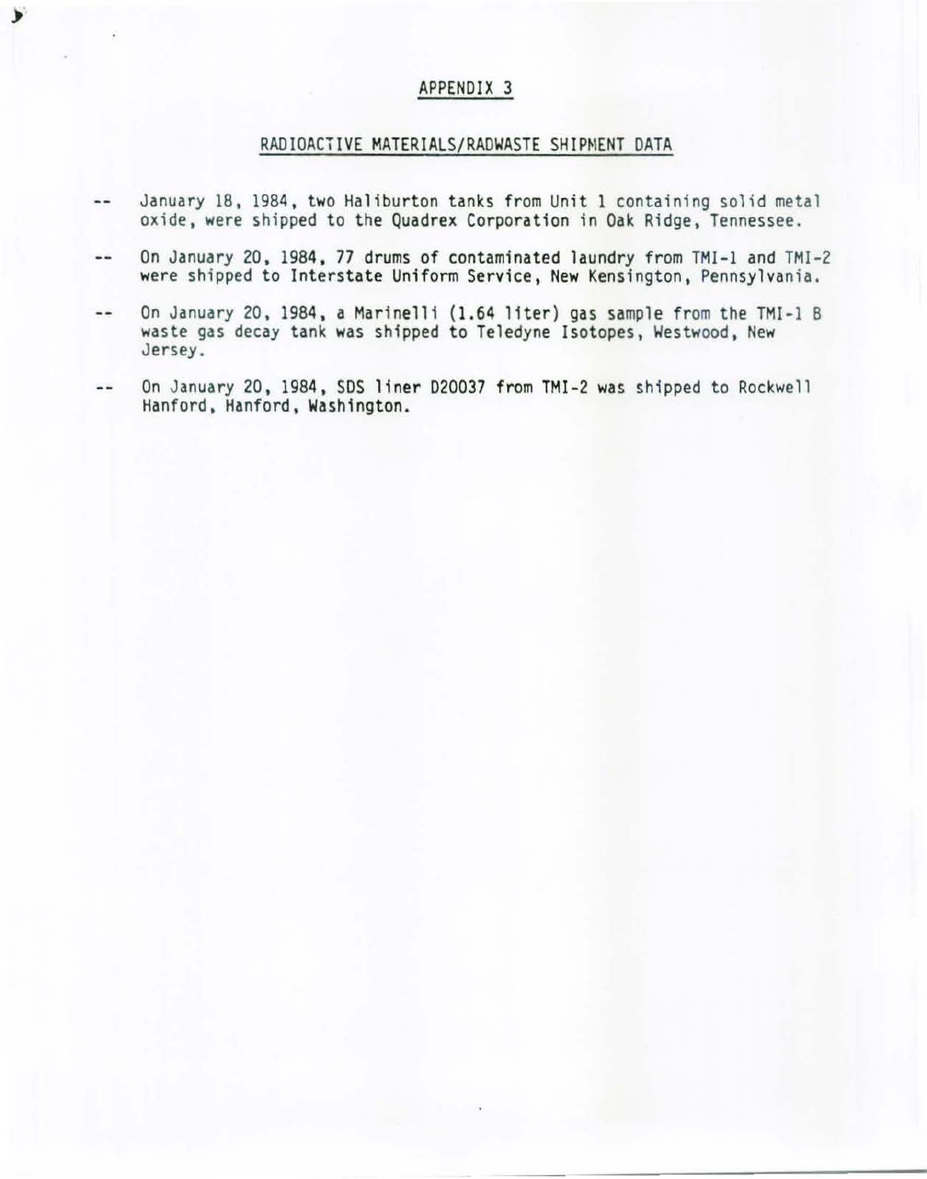# APPENDIX 3

## RADIOACTIVE MATERIALS/RADWASTE SHIPMENT DATA

-- January 18, 1984, two Haliburton tanks from Unit 1 containing solid metal oxide, were shipped to the Quadrex Corporation in Oak Ridge, Tennessee.

-- On January 20, 1984, 77 drums of contaminated laundry from TMI-1 and TMI-2 were shipped to Interstate Uniform Service, New Kensington, Pennsylvania.

-- On January 20, 1984, a Marinelli (1.64 liter) gas sample from the TMI-1 B waste gas decay tank was shipped to Teledyne Isotopes, Westwood, New Jersey.

-- On January 20, 1984, SDS liner D20037 from TMI-2 was shipped to Rockwell Hanford, Hanford, Washington.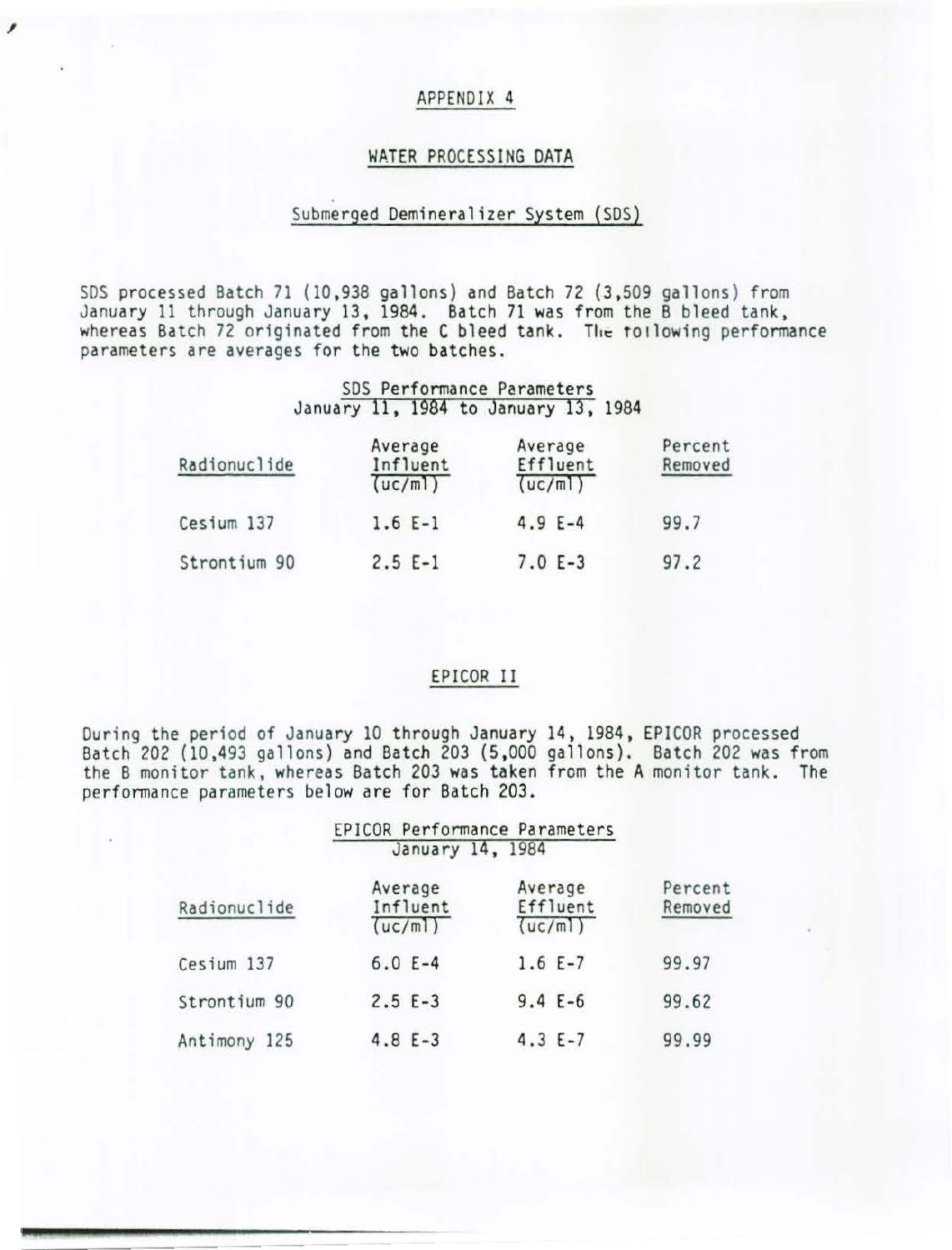# APPENDIX 4

## WATER PROCESSING DATA

### Submerged Demineralizer System (SDS)

SDS processed Batch 71 (10,938 gallons) and Batch 72 (3,509 gallons) from January 11 through January 13, 1984. Batch 71 was from the B bleed tank, whereas Batch 72 originated from the C bleed tank. The following performance parameters are averages for the two batches.

SDS Performance Parameters
January 11, 1984 to January 13, 1984

| Radionuclide | Average Influent (uc/ml) | Average Effluent (uc/ml) | Percent Removed |
|---|---|---|---|
| Cesium 137 | 1.6 E-1 | 4.9 E-4 | 99.7 |
| Strontium 90 | 2.5 E-1 | 7.0 E-3 | 97.2 |

### EPICOR II

During the period of January 10 through January 14, 1984, EPICOR processed Batch 202 (10,493 gallons) and Batch 203 (5,000 gallons). Batch 202 was from the B monitor tank, whereas Batch 203 was taken from the A monitor tank. The performance parameters below are for Batch 203.

EPICOR Performance Parameters
January 14, 1984

| Radionuclide | Average Influent (uc/ml) | Average Effluent (uc/ml) | Percent Removed |
|---|---|---|---|
| Cesium 137 | 6.0 E-4 | 1.6 E-7 | 99.97 |
| Strontium 90 | 2.5 E-3 | 9.4 E-6 | 99.62 |
| Antimony 125 | 4.8 E-3 | 4.3 E-7 | 99.99 |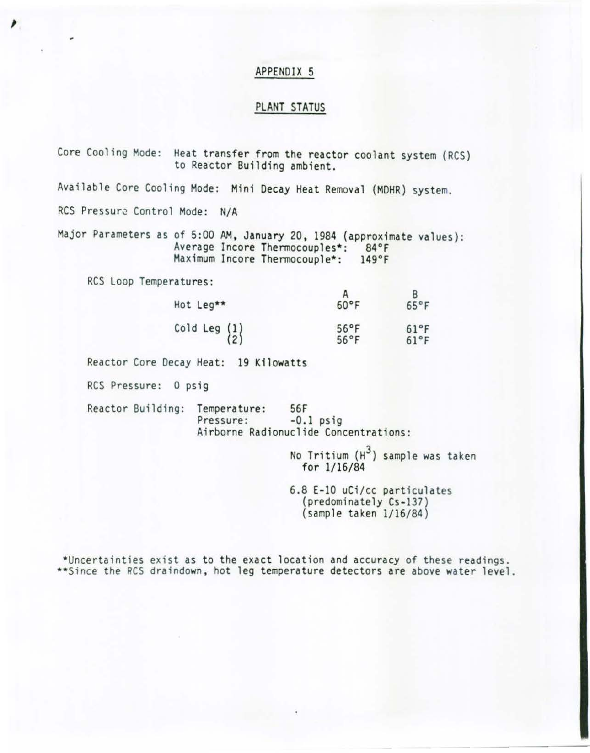# APPENDIX 5

## PLANT STATUS

Core Cooling Mode: Heat transfer from the reactor coolant system (RCS) to Reactor Building ambient.

Available Core Cooling Mode: Mini Decay Heat Removal (MDHR) system.

RCS Pressure Control Mode: N/A

Major Parameters as of 5:00 AM, January 20, 1984 (approximate values):
Average Incore Thermocouples*: 84°F
Maximum Incore Thermocouple*: 149°F

RCS Loop Temperatures:

| | A | B |
|---|---|---|
| Hot Leg** | 60°F | 65°F |
| Cold Leg (1) | 56°F | 61°F |
| Cold Leg (2) | 56°F | 61°F |

Reactor Core Decay Heat: 19 Kilowatts

RCS Pressure: 0 psig

Reactor Building: Temperature: 56F
Pressure: -0.1 psig
Airborne Radionuclide Concentrations:

No Tritium ($H^3$) sample was taken for 1/16/84

6.8 E-10 uCi/cc particulates (predominately Cs-137) (sample taken 1/16/84)

*Uncertainties exist as to the exact location and accuracy of these readings.
**Since the RCS draindown, hot leg temperature detectors are above water level.